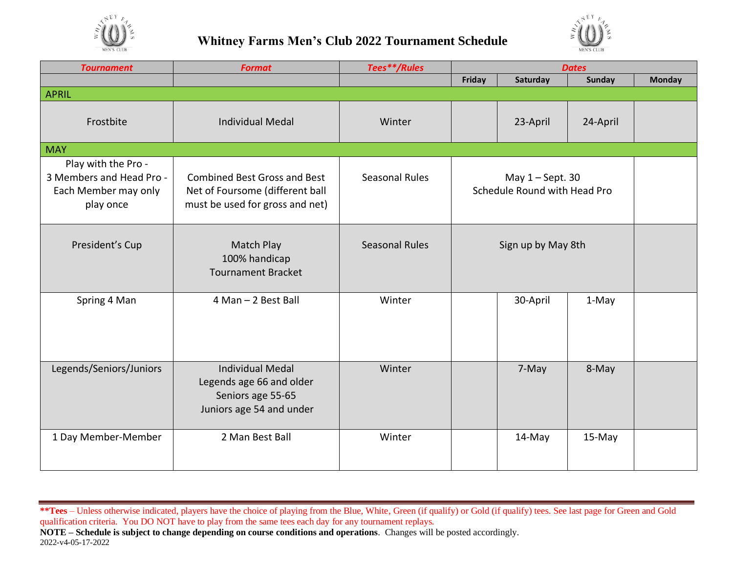# Whitney Farms Men's Club 2022 Tournament Schedule

| *Tournament* | *Format* | *Tees\*\*/Rules* | *Dates* | | | |
|---|---|---|---|---|---|---|
| | | | **Friday** | **Saturday** | **Sunday** | **Monday** |
| APRIL | | | | | | |
| Frostbite | Individual Medal | Winter | | 23-April | 24-April | |
| MAY | | | | | | |
| Play with the Pro - 3 Members and Head Pro - Each Member may only play once | Combined Best Gross and Best Net of Foursome (different ball must be used for gross and net) | Seasonal Rules | May 1 – Sept. 30 Schedule Round with Head Pro | | | |
| President's Cup | Match Play 100% handicap Tournament Bracket | Seasonal Rules | Sign up by May 8th | | | |
| Spring 4 Man | 4 Man – 2 Best Ball | Winter | | 30-April | 1-May | |
| Legends/Seniors/Juniors | Individual Medal Legends age 66 and older Seniors age 55-65 Juniors age 54 and under | Winter | | 7-May | 8-May | |
| 1 Day Member-Member | 2 Man Best Ball | Winter | | 14-May | 15-May | |

**\*\*Tees** – Unless otherwise indicated, players have the choice of playing from the Blue, White, Green (if qualify) or Gold (if qualify) tees. See last page for Green and Gold qualification criteria. You DO NOT have to play from the same tees each day for any tournament replays.

**NOTE – Schedule is subject to change depending on course conditions and operations**. Changes will be posted accordingly.

2022-v4-05-17-2022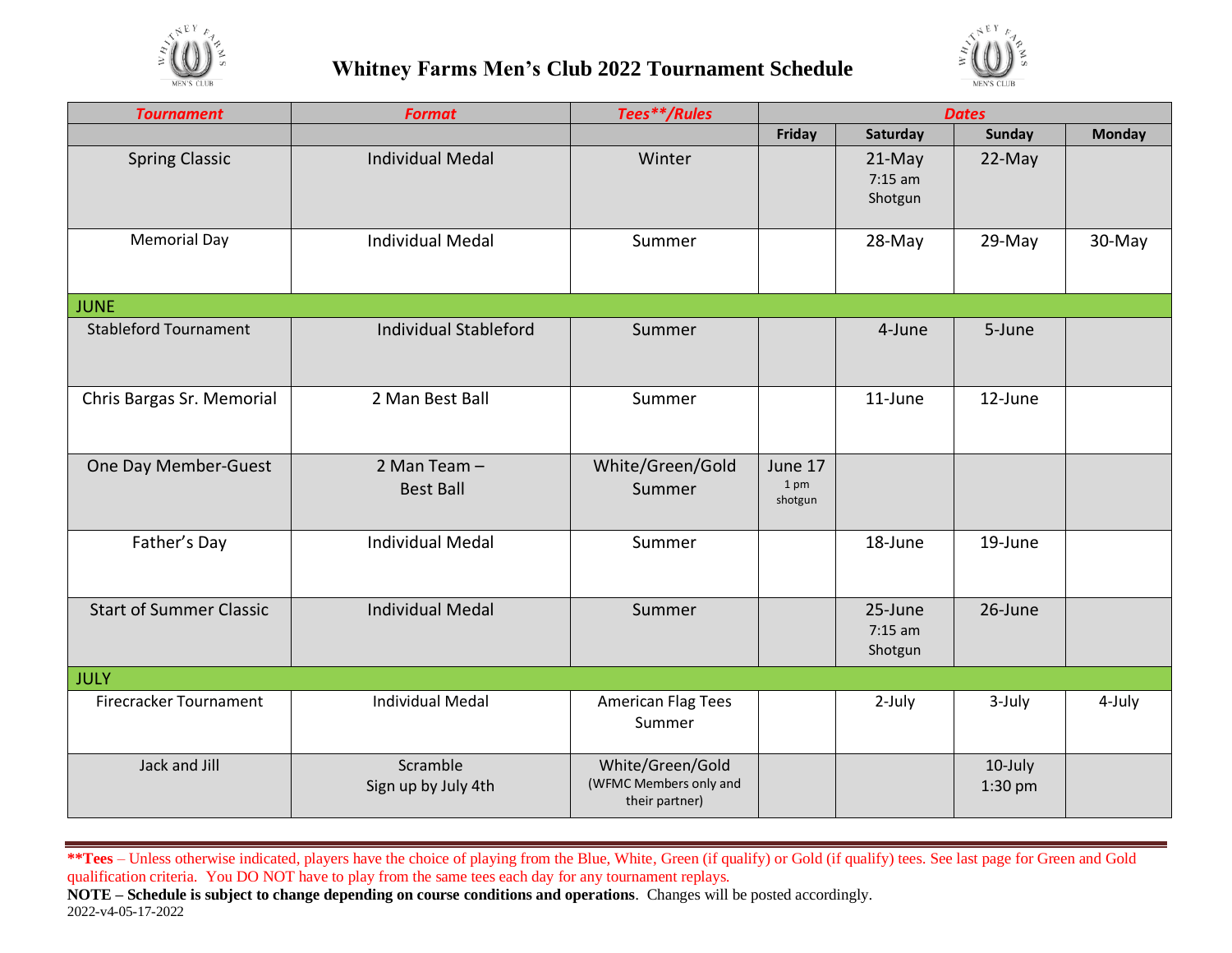# Whitney Farms Men's Club 2022 Tournament Schedule

| *Tournament* | *Format* | *Tees\*\*/Rules* | *Dates* | | | |
|---|---|---|---|---|---|---|
| | | | Friday | Saturday | Sunday | Monday |
| Spring Classic | Individual Medal | Winter | | 21-May 7:15 am Shotgun | 22-May | |
| Memorial Day | Individual Medal | Summer | | 28-May | 29-May | 30-May |
| JUNE | | | | | | |
| Stableford Tournament | Individual Stableford | Summer | | 4-June | 5-June | |
| Chris Bargas Sr. Memorial | 2 Man Best Ball | Summer | | 11-June | 12-June | |
| One Day Member-Guest | 2 Man Team – Best Ball | White/Green/Gold Summer | June 17 1 pm shotgun | | | |
| Father's Day | Individual Medal | Summer | | 18-June | 19-June | |
| Start of Summer Classic | Individual Medal | Summer | | 25-June 7:15 am Shotgun | 26-June | |
| JULY | | | | | | |
| Firecracker Tournament | Individual Medal | American Flag Tees Summer | | 2-July | 3-July | 4-July |
| Jack and Jill | Scramble Sign up by July 4th | White/Green/Gold (WFMC Members only and their partner) | | | 10-July 1:30 pm | |

**\*\*Tees** – Unless otherwise indicated, players have the choice of playing from the Blue, White, Green (if qualify) or Gold (if qualify) tees. See last page for Green and Gold qualification criteria. You DO NOT have to play from the same tees each day for any tournament replays.

**NOTE – Schedule is subject to change depending on course conditions and operations**. Changes will be posted accordingly.

2022-v4-05-17-2022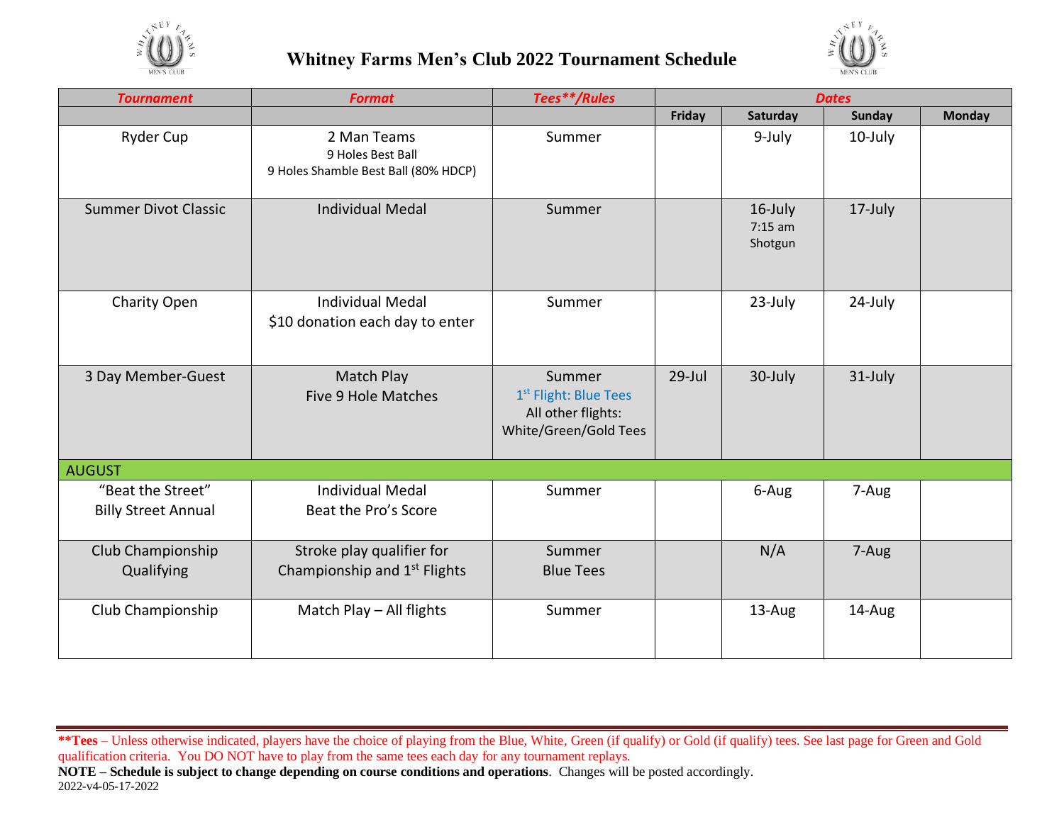# Whitney Farms Men's Club 2022 Tournament Schedule

| *Tournament* | *Format* | *Tees**/Rules* | *Dates* | | | |
|---|---|---|---|---|---|---|
| | | | **Friday** | **Saturday** | **Sunday** | **Monday** |
| Ryder Cup | 2 Man Teams<br>9 Holes Best Ball<br>9 Holes Shamble Best Ball (80% HDCP) | Summer | | 9-July | 10-July | |
| Summer Divot Classic | Individual Medal | Summer | | 16-July<br>7:15 am<br>Shotgun | 17-July | |
| Charity Open | Individual Medal<br>$10 donation each day to enter | Summer | | 23-July | 24-July | |
| 3 Day Member-Guest | Match Play<br>Five 9 Hole Matches | Summer<br>1st Flight: Blue Tees<br>All other flights:<br>White/Green/Gold Tees | 29-Jul | 30-July | 31-July | |
| AUGUST | | | | | | |
| "Beat the Street"<br>Billy Street Annual | Individual Medal<br>Beat the Pro's Score | Summer | | 6-Aug | 7-Aug | |
| Club Championship Qualifying | Stroke play qualifier for Championship and 1st Flights | Summer<br>Blue Tees | | N/A | 7-Aug | |
| Club Championship | Match Play – All flights | Summer | | 13-Aug | 14-Aug | |

****Tees** – Unless otherwise indicated, players have the choice of playing from the Blue, White, Green (if qualify) or Gold (if qualify) tees. See last page for Green and Gold qualification criteria. You DO NOT have to play from the same tees each day for any tournament replays.

**NOTE – Schedule is subject to change depending on course conditions and operations**. Changes will be posted accordingly.

2022-v4-05-17-2022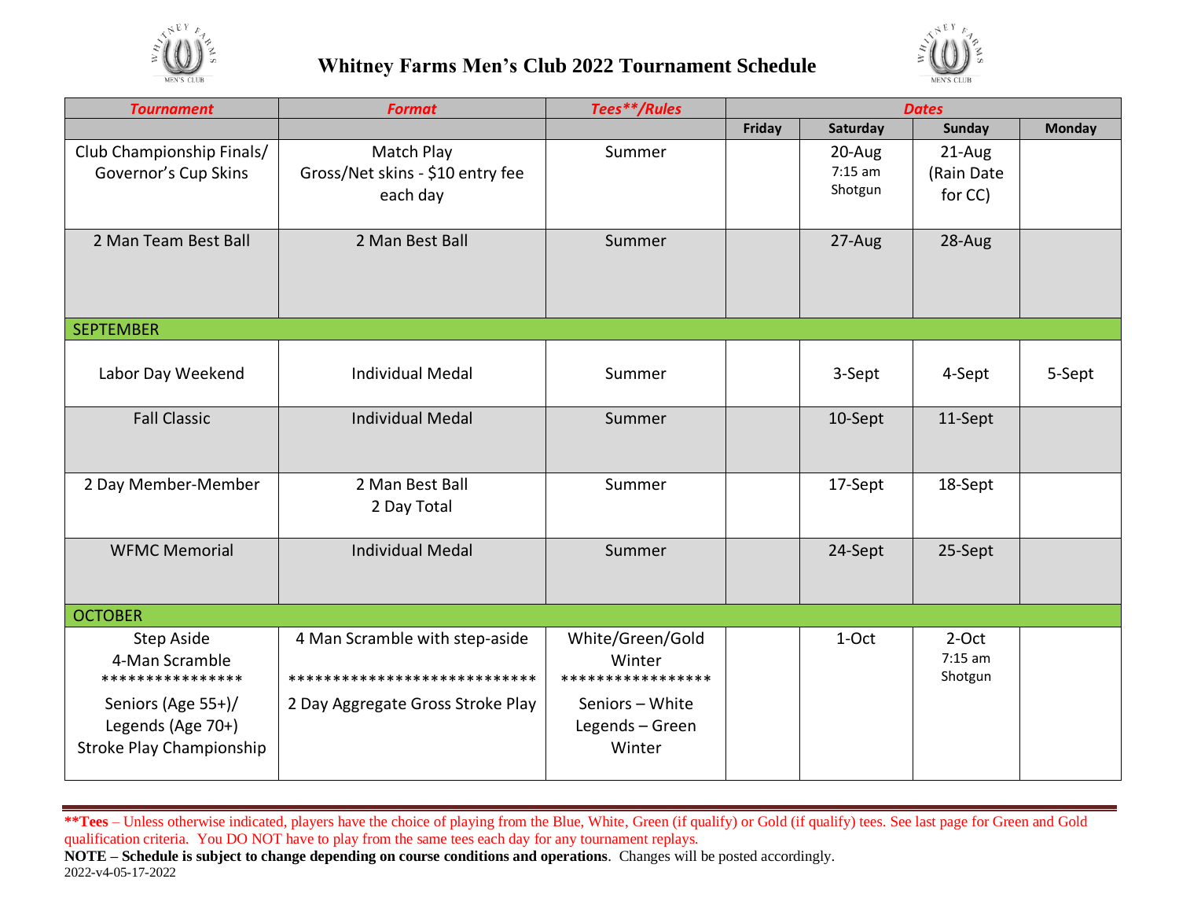# Whitney Farms Men's Club 2022 Tournament Schedule

| *Tournament* | *Format* | *Tees**/Rules* | *Dates* | | | |
|---|---|---|---|---|---|---|
| | | | **Friday** | **Saturday** | **Sunday** | **Monday** |
| Club Championship Finals/ Governor's Cup Skins | Match Play<br>Gross/Net skins - $10 entry fee each day | Summer | | 20-Aug<br>7:15 am<br>Shotgun | 21-Aug<br>(Rain Date for CC) | |
| 2 Man Team Best Ball | 2 Man Best Ball | Summer | | 27-Aug | 28-Aug | |
| SEPTEMBER | | | | | | |
| Labor Day Weekend | Individual Medal | Summer | | 3-Sept | 4-Sept | 5-Sept |
| Fall Classic | Individual Medal | Summer | | 10-Sept | 11-Sept | |
| 2 Day Member-Member | 2 Man Best Ball<br>2 Day Total | Summer | | 17-Sept | 18-Sept | |
| WFMC Memorial | Individual Medal | Summer | | 24-Sept | 25-Sept | |
| OCTOBER | | | | | | |
| Step Aside<br>4-Man Scramble<br>****************<br>Seniors (Age 55+)/<br>Legends (Age 70+)<br>Stroke Play Championship | 4 Man Scramble with step-aside<br>****************************<br>2 Day Aggregate Gross Stroke Play | White/Green/Gold<br>Winter<br>*****************<br>Seniors – White<br>Legends – Green<br>Winter | | 1-Oct | 2-Oct<br>7:15 am<br>Shotgun | |

****Tees** – Unless otherwise indicated, players have the choice of playing from the Blue, White, Green (if qualify) or Gold (if qualify) tees. See last page for Green and Gold qualification criteria. You DO NOT have to play from the same tees each day for any tournament replays.

**NOTE – Schedule is subject to change depending on course conditions and operations**. Changes will be posted accordingly.

2022-v4-05-17-2022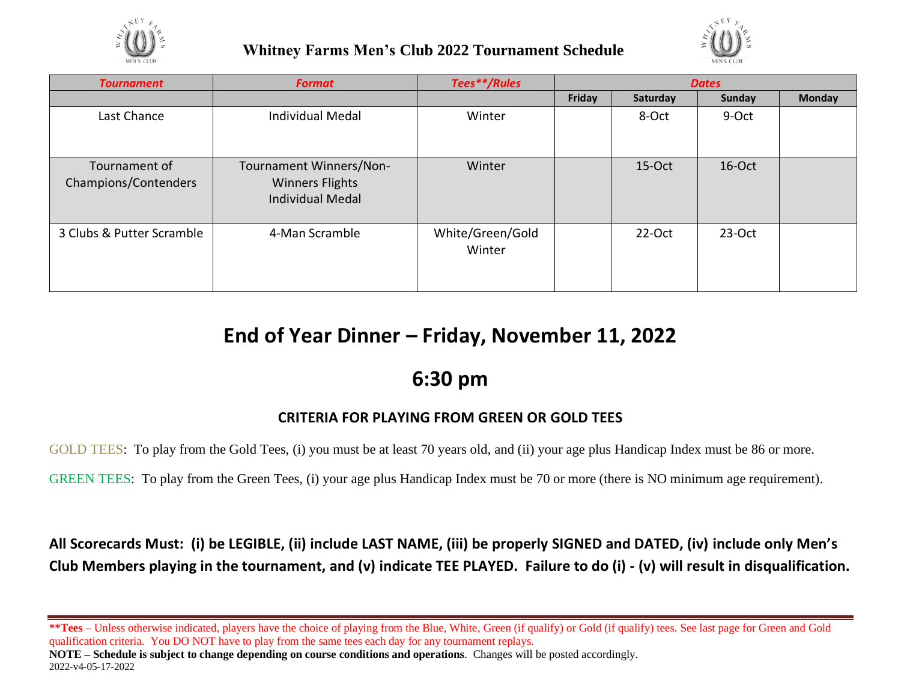# Whitney Farms Men's Club 2022 Tournament Schedule

| *Tournament* | *Format* | *Tees\*\*/Rules* | *Dates* | | | |
|---|---|---|---|---|---|---|
| | | | **Friday** | **Saturday** | **Sunday** | **Monday** |
| Last Chance | Individual Medal | Winter | | 8-Oct | 9-Oct | |
| Tournament of Champions/Contenders | Tournament Winners/Non-Winners Flights Individual Medal | Winter | | 15-Oct | 16-Oct | |
| 3 Clubs & Putter Scramble | 4-Man Scramble | White/Green/Gold Winter | | 22-Oct | 23-Oct | |

## End of Year Dinner – Friday, November 11, 2022

## 6:30 pm

### CRITERIA FOR PLAYING FROM GREEN OR GOLD TEES

GOLD TEES: To play from the Gold Tees, (i) you must be at least 70 years old, and (ii) your age plus Handicap Index must be 86 or more.

GREEN TEES: To play from the Green Tees, (i) your age plus Handicap Index must be 70 or more (there is NO minimum age requirement).

**All Scorecards Must: (i) be LEGIBLE, (ii) include LAST NAME, (iii) be properly SIGNED and DATED, (iv) include only Men's Club Members playing in the tournament, and (v) indicate TEE PLAYED. Failure to do (i) - (v) will result in disqualification.**

---

**\*\*Tees** – Unless otherwise indicated, players have the choice of playing from the Blue, White, Green (if qualify) or Gold (if qualify) tees. See last page for Green and Gold qualification criteria. You DO NOT have to play from the same tees each day for any tournament replays.

**NOTE – Schedule is subject to change depending on course conditions and operations**. Changes will be posted accordingly.

2022-v4-05-17-2022